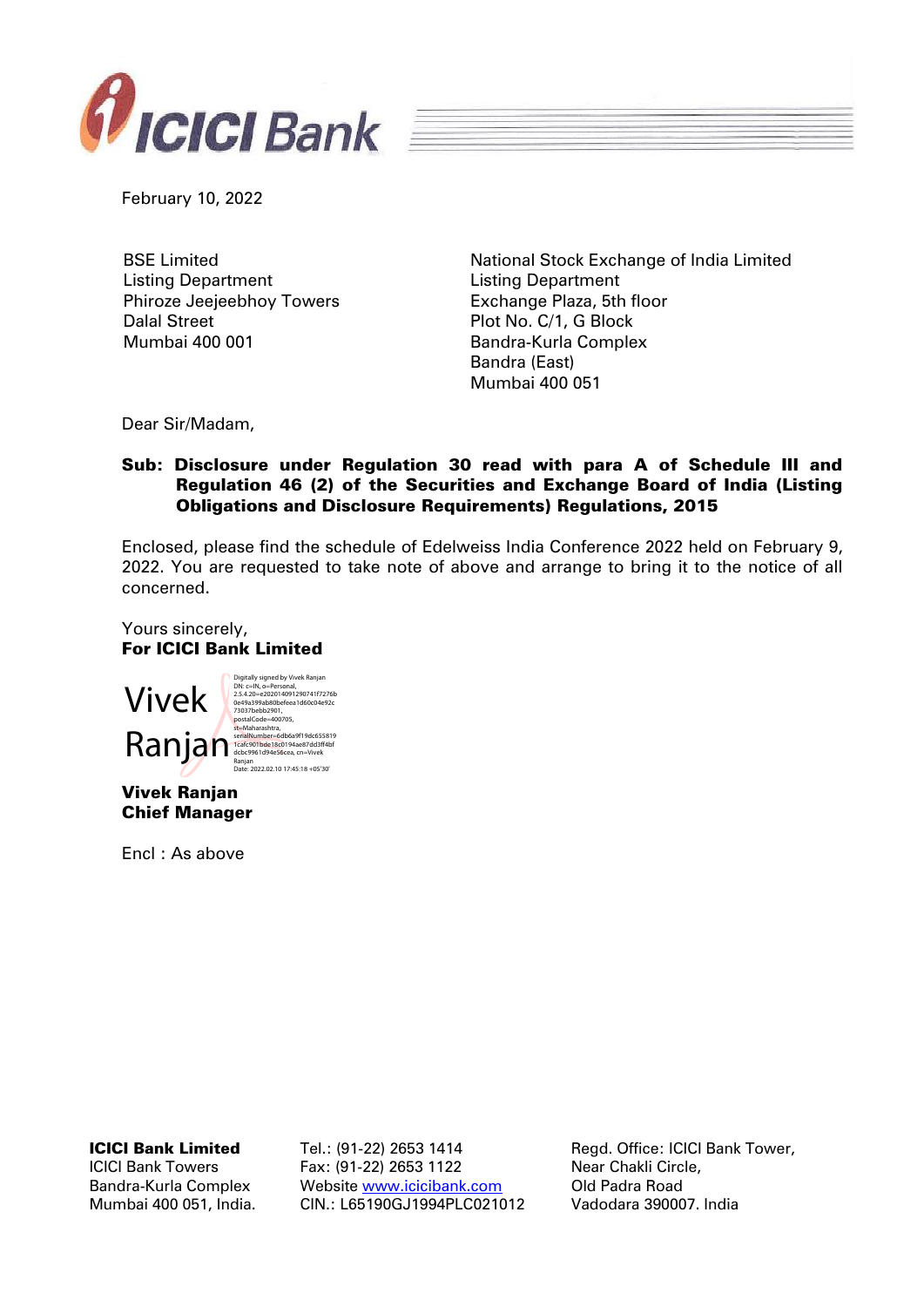February 10, 2022

BSE Limited
Listing Department
Phiroze Jeejeebhoy Towers
Dalal Street
Mumbai 400 001

National Stock Exchange of India Limited
Listing Department
Exchange Plaza, 5th floor
Plot No. C/1, G Block
Bandra-Kurla Complex
Bandra (East)
Mumbai 400 051

Dear Sir/Madam,

**Sub: Disclosure under Regulation 30 read with para A of Schedule III and Regulation 46 (2) of the Securities and Exchange Board of India (Listing Obligations and Disclosure Requirements) Regulations, 2015**

Enclosed, please find the schedule of Edelweiss India Conference 2022 held on February 9, 2022. You are requested to take note of above and arrange to bring it to the notice of all concerned.

Yours sincerely,
**For ICICI Bank Limited**

Vivek Ranjan

Digitally signed by Vivek Ranjan
DN: c=IN, o=Personal, 2.5.4.20=e202014091290741f7276b0e49a399ab80befeea1d60c04e92c73037bebb2901, postalCode=400705, st=Maharashtra, serialNumber=6db6a9f19dc6558191cafc901bde18c0194ae87dd3ff4bfdcbc9961d94e56cea, cn=Vivek Ranjan
Date: 2022.02.10 17:45:18 +05'30'

**Vivek Ranjan**
**Chief Manager**

Encl : As above

**ICICI Bank Limited**
ICICI Bank Towers
Bandra-Kurla Complex
Mumbai 400 051, India.

Tel.: (91-22) 2653 1414
Fax: (91-22) 2653 1122
Website www.icicibank.com
CIN.: L65190GJ1994PLC021012

Regd. Office: ICICI Bank Tower,
Near Chakli Circle,
Old Padra Road
Vadodara 390007. India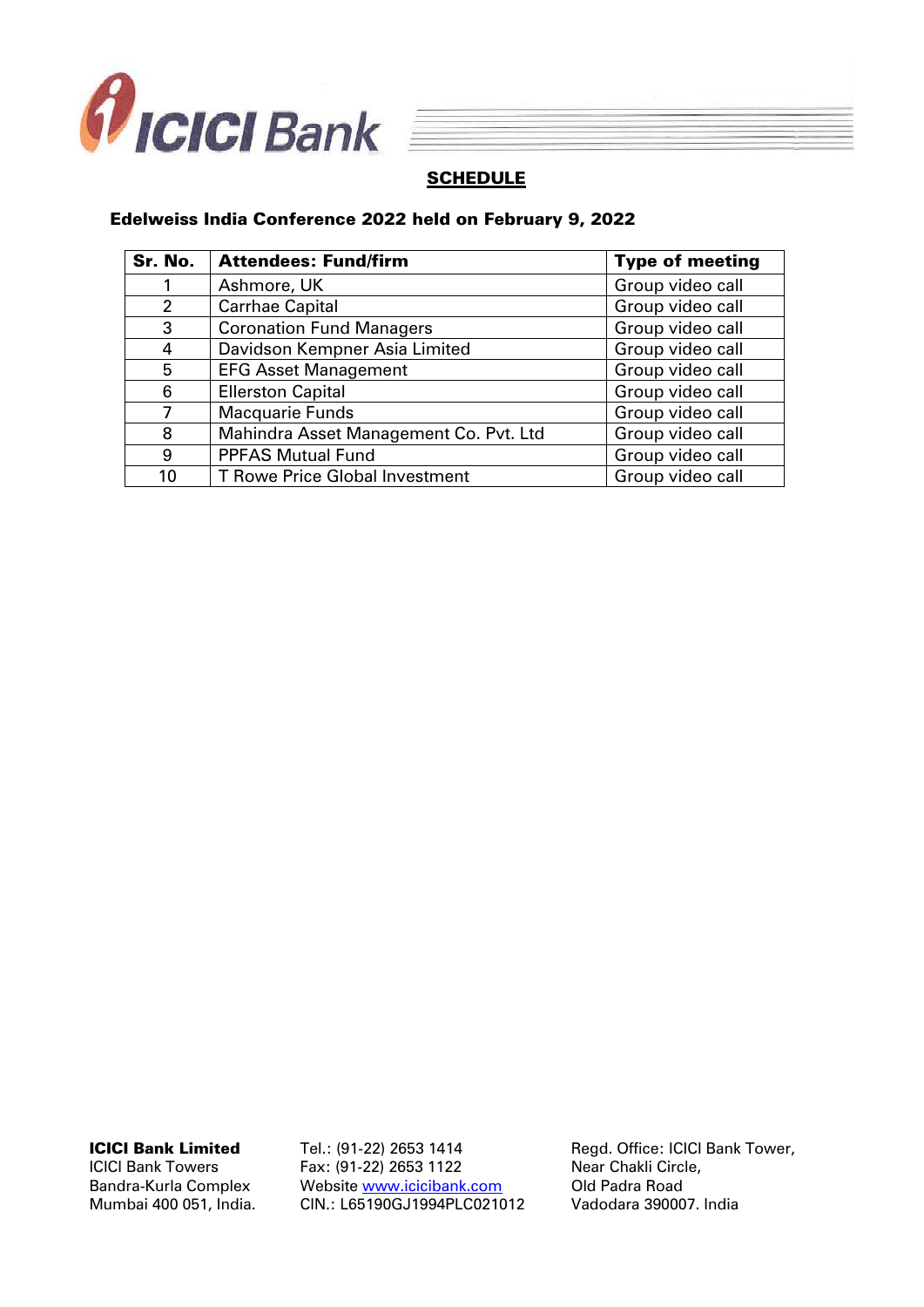## SCHEDULE

**Edelweiss India Conference 2022 held on February 9, 2022**

| Sr. No. | Attendees: Fund/firm | Type of meeting |
|---|---|---|
| 1 | Ashmore, UK | Group video call |
| 2 | Carrhae Capital | Group video call |
| 3 | Coronation Fund Managers | Group video call |
| 4 | Davidson Kempner Asia Limited | Group video call |
| 5 | EFG Asset Management | Group video call |
| 6 | Ellerston Capital | Group video call |
| 7 | Macquarie Funds | Group video call |
| 8 | Mahindra Asset Management Co. Pvt. Ltd | Group video call |
| 9 | PPFAS Mutual Fund | Group video call |
| 10 | T Rowe Price Global Investment | Group video call |

**ICICI Bank Limited**
ICICI Bank Towers
Bandra-Kurla Complex
Mumbai 400 051, India.

Tel.: (91-22) 2653 1414
Fax: (91-22) 2653 1122
Website www.icicibank.com
CIN.: L65190GJ1994PLC021012

Regd. Office: ICICI Bank Tower,
Near Chakli Circle,
Old Padra Road
Vadodara 390007. India